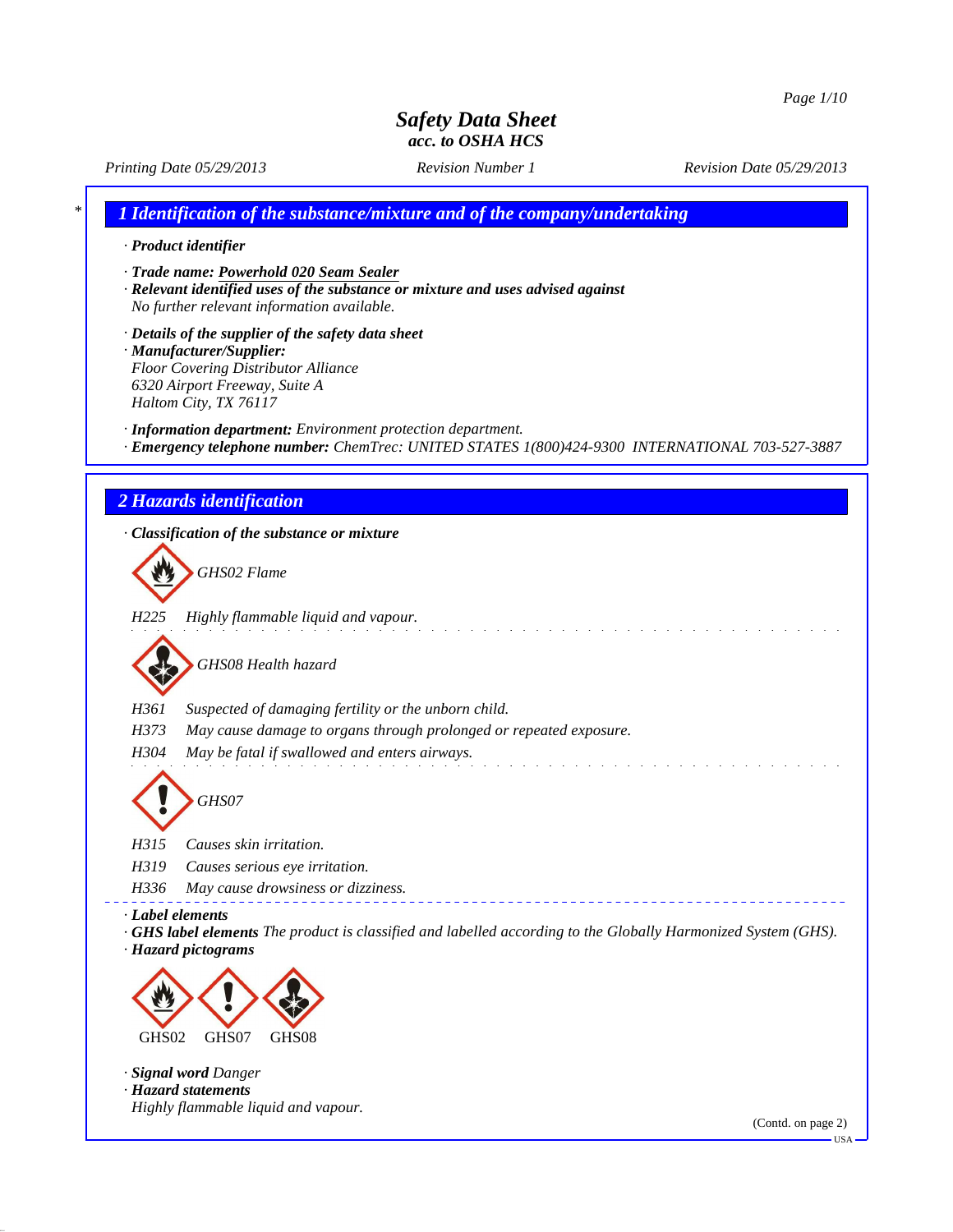# Safety Data Sheet
*acc. to OSHA HCS*

*Printing Date 05/29/2013* *Revision Number 1* *Revision Date 05/29/2013*

## 1 Identification of the substance/mixture and of the company/undertaking

· **Product identifier**

· **Trade name:** Powerhold 020 Seam Sealer

· **Relevant identified uses of the substance or mixture and uses advised against**
No further relevant information available.

· **Details of the supplier of the safety data sheet**

· **Manufacturer/Supplier:**
Floor Covering Distributor Alliance
6320 Airport Freeway, Suite A
Haltom City, TX 76117

· **Information department:** Environment protection department.

· **Emergency telephone number:** ChemTrec: UNITED STATES 1(800)424-9300 INTERNATIONAL 703-527-3887

## 2 Hazards identification

· **Classification of the substance or mixture**

GHS02 Flame

| | |
|---|---|
| H225 | Highly flammable liquid and vapour. |

GHS08 Health hazard

| | |
|---|---|
| H361 | Suspected of damaging fertility or the unborn child. |
| H373 | May cause damage to organs through prolonged or repeated exposure. |
| H304 | May be fatal if swallowed and enters airways. |

GHS07

| | |
|---|---|
| H315 | Causes skin irritation. |
| H319 | Causes serious eye irritation. |
| H336 | May cause drowsiness or dizziness. |

· **Label elements**

· **GHS label elements** The product is classified and labelled according to the Globally Harmonized System (GHS).

· **Hazard pictograms**

GHS02 GHS07 GHS08

· **Signal word** Danger

· **Hazard statements**
Highly flammable liquid and vapour.

(Contd. on page 2)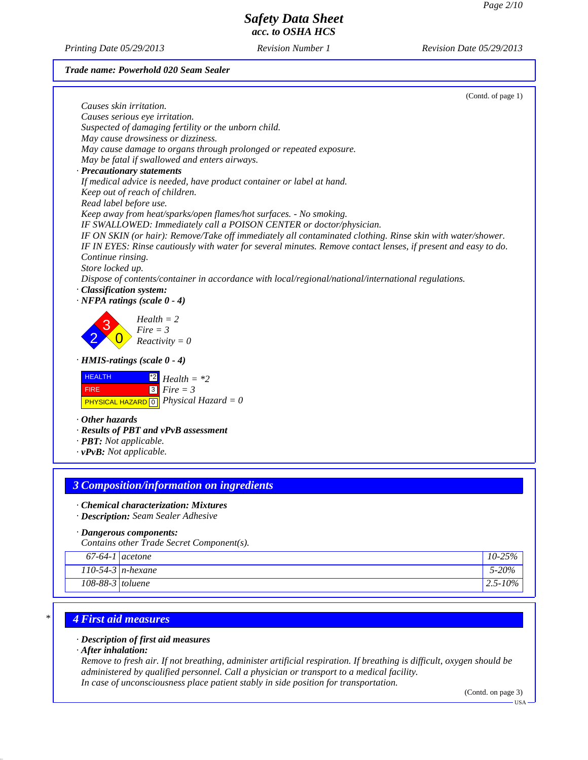**Trade name: Powerhold 020 Seam Sealer**

(Contd. of page 1)

Causes skin irritation.
Causes serious eye irritation.
Suspected of damaging fertility or the unborn child.
May cause drowsiness or dizziness.
May cause damage to organs through prolonged or repeated exposure.
May be fatal if swallowed and enters airways.

· **Precautionary statements**

If medical advice is needed, have product container or label at hand.
Keep out of reach of children.
Read label before use.
Keep away from heat/sparks/open flames/hot surfaces. - No smoking.
IF SWALLOWED: Immediately call a POISON CENTER or doctor/physician.
IF ON SKIN (or hair): Remove/Take off immediately all contaminated clothing. Rinse skin with water/shower.
IF IN EYES: Rinse cautiously with water for several minutes. Remove contact lenses, if present and easy to do. Continue rinsing.
Store locked up.
Dispose of contents/container in accordance with local/regional/national/international regulations.

· **Classification system:**

· **NFPA ratings (scale 0 - 4)**

Health = 2
Fire = 3
Reactivity = 0

· **HMIS-ratings (scale 0 - 4)**

| | | |
|---|---|---|
| HEALTH | *2 | Health = *2 |
| FIRE | 3 | Fire = 3 |
| PHYSICAL HAZARD | 0 | Physical Hazard = 0 |

· **Other hazards**
· **Results of PBT and vPvB assessment**
· **PBT:** Not applicable.
· **vPvB:** Not applicable.

## 3 Composition/information on ingredients

· **Chemical characterization: Mixtures**
· **Description:** Seam Sealer Adhesive

· **Dangerous components:**
Contains other Trade Secret Component(s).

| CAS | Component | % |
|---|---|---|
| 67-64-1 | acetone | 10-25% |
| 110-54-3 | n-hexane | 5-20% |
| 108-88-3 | toluene | 2.5-10% |

## 4 First aid measures

· **Description of first aid measures**
· **After inhalation:**
Remove to fresh air. If not breathing, administer artificial respiration. If breathing is difficult, oxygen should be administered by qualified personnel. Call a physician or transport to a medical facility.
In case of unconsciousness place patient stably in side position for transportation.

(Contd. on page 3)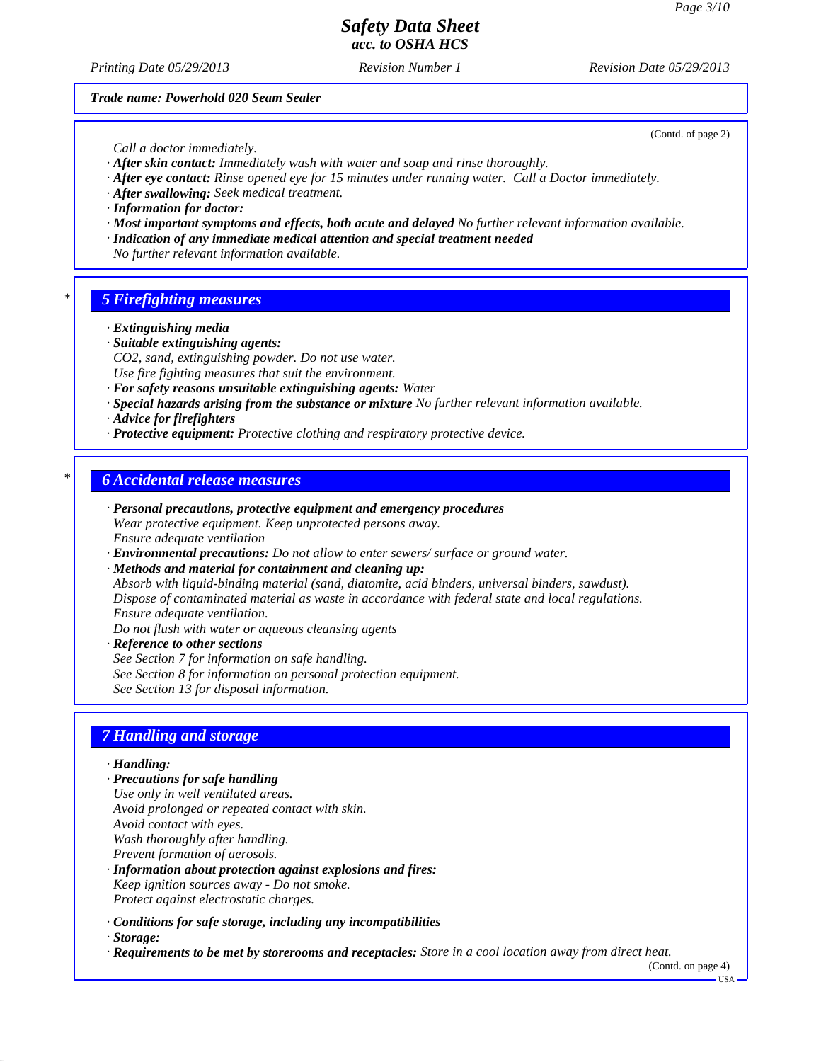*Trade name: Powerhold 020 Seam Sealer*

(Contd. of page 2)

Call a doctor immediately.

· **After skin contact:** Immediately wash with water and soap and rinse thoroughly.
· **After eye contact:** Rinse opened eye for 15 minutes under running water. Call a Doctor immediately.
· **After swallowing:** Seek medical treatment.
· **Information for doctor:**
· **Most important symptoms and effects, both acute and delayed** No further relevant information available.
· **Indication of any immediate medical attention and special treatment needed**
No further relevant information available.

## * 5 Firefighting measures

· **Extinguishing media**
· **Suitable extinguishing agents:**
$CO_2$, sand, extinguishing powder. Do not use water.
Use fire fighting measures that suit the environment.
· **For safety reasons unsuitable extinguishing agents:** Water
· **Special hazards arising from the substance or mixture** No further relevant information available.
· **Advice for firefighters**
· **Protective equipment:** Protective clothing and respiratory protective device.

## * 6 Accidental release measures

· **Personal precautions, protective equipment and emergency procedures**
Wear protective equipment. Keep unprotected persons away.
Ensure adequate ventilation
· **Environmental precautions:** Do not allow to enter sewers/ surface or ground water.
· **Methods and material for containment and cleaning up:**
Absorb with liquid-binding material (sand, diatomite, acid binders, universal binders, sawdust).
Dispose of contaminated material as waste in accordance with federal state and local regulations.
Ensure adequate ventilation.
Do not flush with water or aqueous cleansing agents
· **Reference to other sections**
See Section 7 for information on safe handling.
See Section 8 for information on personal protection equipment.
See Section 13 for disposal information.

## 7 Handling and storage

· **Handling:**
· **Precautions for safe handling**
Use only in well ventilated areas.
Avoid prolonged or repeated contact with skin.
Avoid contact with eyes.
Wash thoroughly after handling.
Prevent formation of aerosols.
· **Information about protection against explosions and fires:**
Keep ignition sources away - Do not smoke.
Protect against electrostatic charges.

· **Conditions for safe storage, including any incompatibilities**
· **Storage:**
· **Requirements to be met by storerooms and receptacles:** Store in a cool location away from direct heat.

(Contd. on page 4)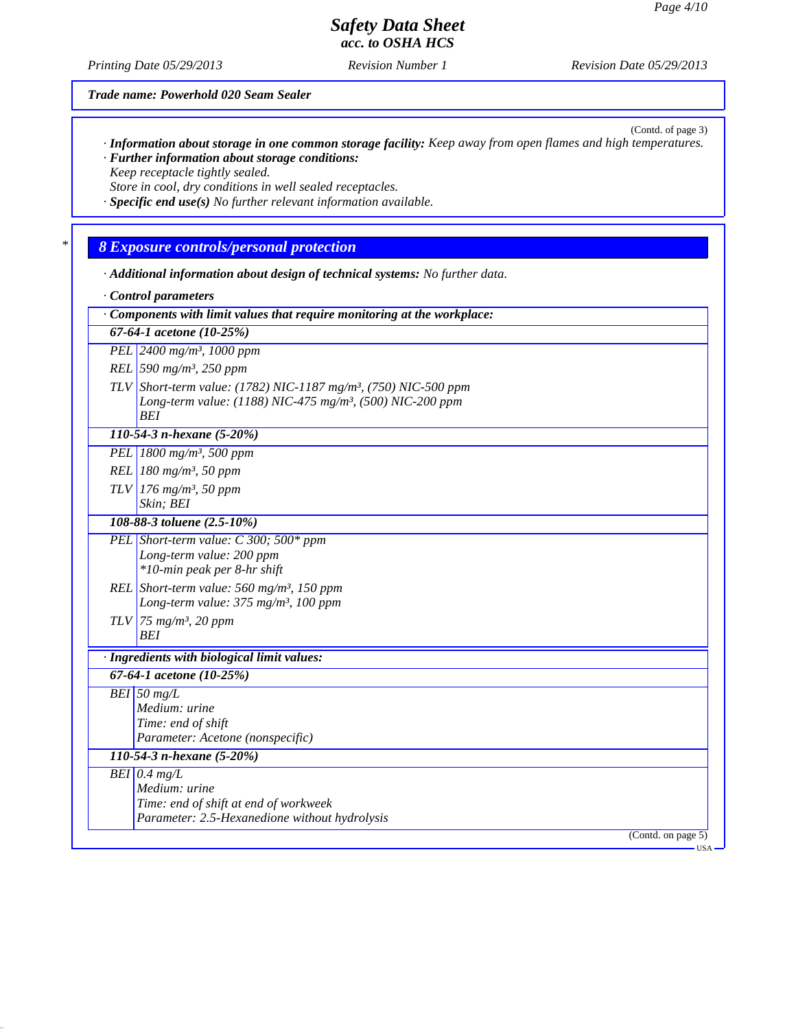Trade name: Powerhold 020 Seam Sealer

(Contd. of page 3)

· **Information about storage in one common storage facility:** Keep away from open flames and high temperatures.
· **Further information about storage conditions:**
Keep receptacle tightly sealed.
Store in cool, dry conditions in well sealed receptacles.
· **Specific end use(s)** No further relevant information available.

## 8 Exposure controls/personal protection

· **Additional information about design of technical systems:** No further data.

· **Control parameters**

| · **Components with limit values that require monitoring at the workplace:** | |
|---|---|
| **67-64-1 acetone (10-25%)** | |
| PEL | 2400 mg/m³, 1000 ppm |
| REL | 590 mg/m³, 250 ppm |
| TLV | Short-term value: (1782) NIC-1187 mg/m³, (750) NIC-500 ppm<br>Long-term value: (1188) NIC-475 mg/m³, (500) NIC-200 ppm<br>BEI |
| **110-54-3 n-hexane (5-20%)** | |
| PEL | 1800 mg/m³, 500 ppm |
| REL | 180 mg/m³, 50 ppm |
| TLV | 176 mg/m³, 50 ppm<br>Skin; BEI |
| **108-88-3 toluene (2.5-10%)** | |
| PEL | Short-term value: C 300; 500* ppm<br>Long-term value: 200 ppm<br>*10-min peak per 8-hr shift |
| REL | Short-term value: 560 mg/m³, 150 ppm<br>Long-term value: 375 mg/m³, 100 ppm |
| TLV | 75 mg/m³, 20 ppm<br>BEI |

| · **Ingredients with biological limit values:** | |
|---|---|
| **67-64-1 acetone (10-25%)** | |
| BEI | 50 mg/L<br>Medium: urine<br>Time: end of shift<br>Parameter: Acetone (nonspecific) |
| **110-54-3 n-hexane (5-20%)** | |
| BEI | 0.4 mg/L<br>Medium: urine<br>Time: end of shift at end of workweek<br>Parameter: 2.5-Hexanedione without hydrolysis |

(Contd. on page 5)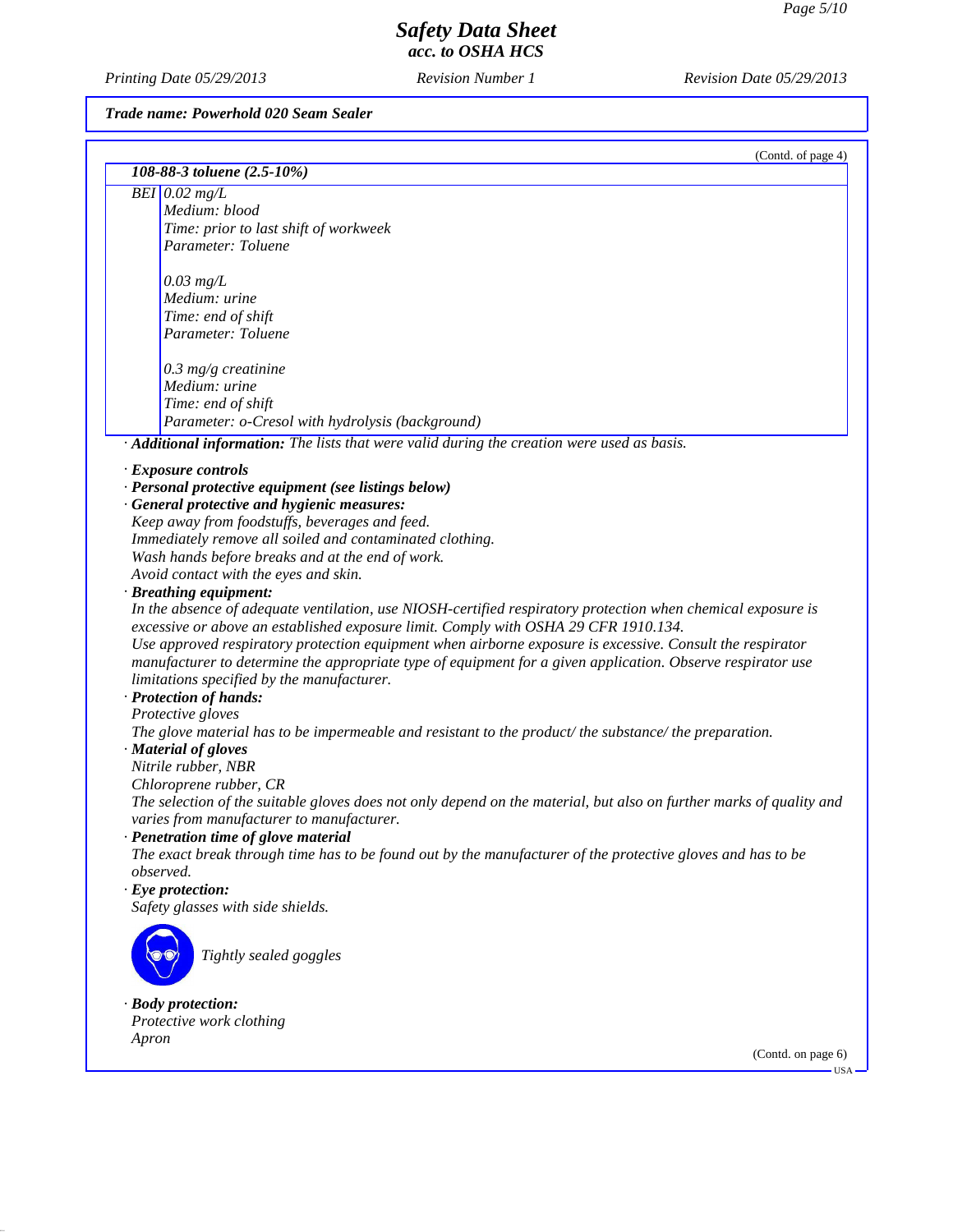Trade name: Powerhold 020 Seam Sealer

(Contd. of page 4)

| 108-88-3 toluene (2.5-10%) | |
|---|---|
| BEI | 0.02 mg/L<br>Medium: blood<br>Time: prior to last shift of workweek<br>Parameter: Toluene<br><br>0.03 mg/L<br>Medium: urine<br>Time: end of shift<br>Parameter: Toluene<br><br>0.3 mg/g creatinine<br>Medium: urine<br>Time: end of shift<br>Parameter: o-Cresol with hydrolysis (background) |

· **Additional information:** *The lists that were valid during the creation were used as basis.*

· **Exposure controls**
· **Personal protective equipment (see listings below)**
· **General protective and hygienic measures:**
*Keep away from foodstuffs, beverages and feed.*
*Immediately remove all soiled and contaminated clothing.*
*Wash hands before breaks and at the end of work.*
*Avoid contact with the eyes and skin.*
· **Breathing equipment:**
*In the absence of adequate ventilation, use NIOSH-certified respiratory protection when chemical exposure is excessive or above an established exposure limit. Comply with OSHA 29 CFR 1910.134.*
*Use approved respiratory protection equipment when airborne exposure is excessive. Consult the respirator manufacturer to determine the appropriate type of equipment for a given application. Observe respirator use limitations specified by the manufacturer.*
· **Protection of hands:**
*Protective gloves*
*The glove material has to be impermeable and resistant to the product/ the substance/ the preparation.*
· **Material of gloves**
*Nitrile rubber, NBR*
*Chloroprene rubber, CR*
*The selection of the suitable gloves does not only depend on the material, but also on further marks of quality and varies from manufacturer to manufacturer.*
· **Penetration time of glove material**
*The exact break through time has to be found out by the manufacturer of the protective gloves and has to be observed.*
· **Eye protection:**
*Safety glasses with side shields.*

*Tightly sealed goggles*

· **Body protection:**
*Protective work clothing*
*Apron*

(Contd. on page 6)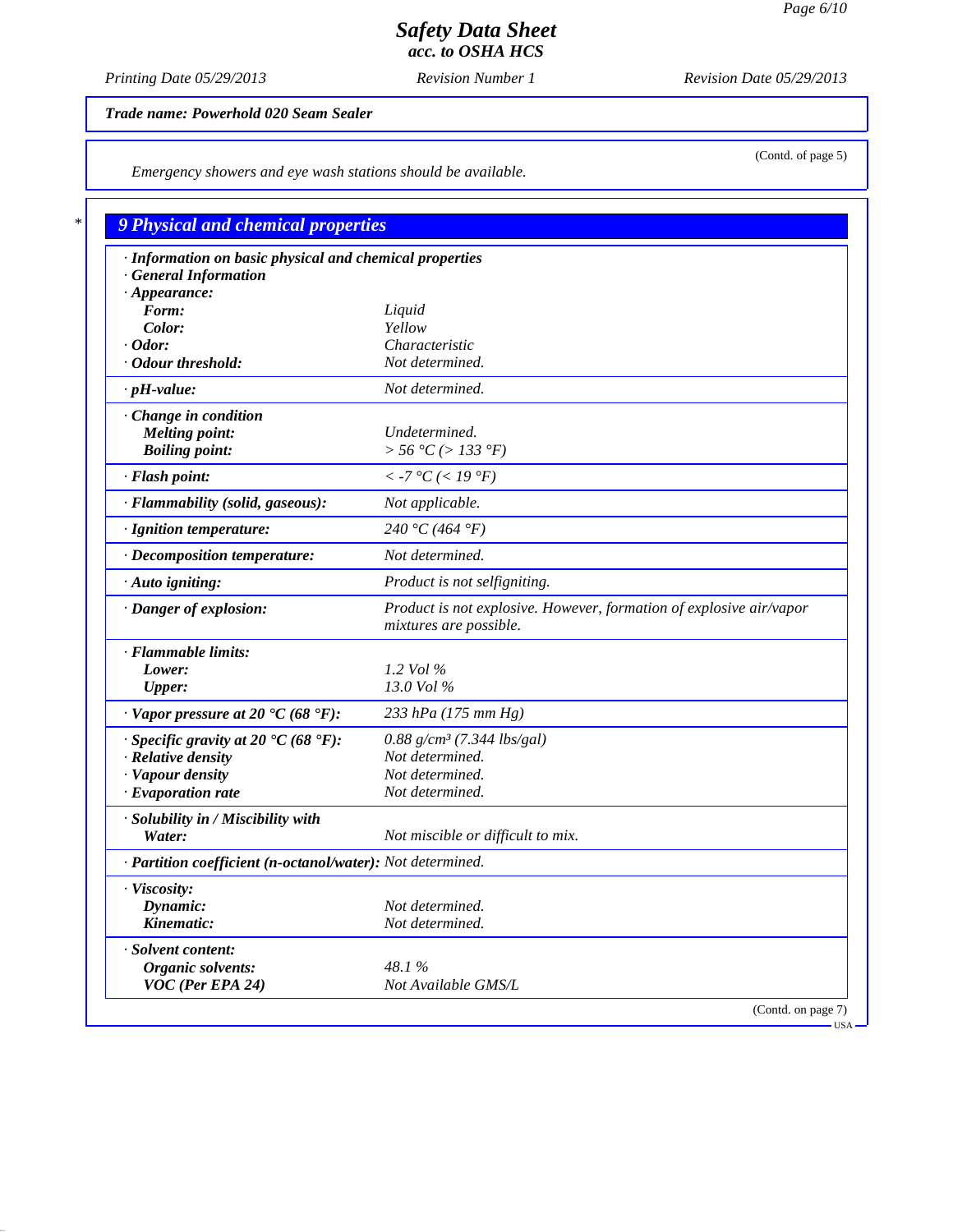**Trade name: Powerhold 020 Seam Sealer**

(Contd. of page 5)

*Emergency showers and eye wash stations should be available.*

## 9 Physical and chemical properties

| Property | Value |
|---|---|
| **· Information on basic physical and chemical properties** | |
| **· General Information** | |
| **· Appearance:** | |
| **Form:** | Liquid |
| **Color:** | Yellow |
| **· Odor:** | Characteristic |
| **· Odour threshold:** | Not determined. |
| **· pH-value:** | Not determined. |
| **· Change in condition** | |
| **Melting point:** | Undetermined. |
| **Boiling point:** | > 56 °C (> 133 °F) |
| **· Flash point:** | < -7 °C (< 19 °F) |
| **· Flammability (solid, gaseous):** | Not applicable. |
| **· Ignition temperature:** | 240 °C (464 °F) |
| **· Decomposition temperature:** | Not determined. |
| **· Auto igniting:** | Product is not selfigniting. |
| **· Danger of explosion:** | Product is not explosive. However, formation of explosive air/vapor mixtures are possible. |
| **· Flammable limits:** | |
| **Lower:** | 1.2 Vol % |
| **Upper:** | 13.0 Vol % |
| **· Vapor pressure at 20 °C (68 °F):** | 233 hPa (175 mm Hg) |
| **· Specific gravity at 20 °C (68 °F):** | 0.88 g/cm³ (7.344 lbs/gal) |
| **· Relative density** | Not determined. |
| **· Vapour density** | Not determined. |
| **· Evaporation rate** | Not determined. |
| **· Solubility in / Miscibility with** | |
| **Water:** | Not miscible or difficult to mix. |
| **· Partition coefficient (n-octanol/water):** | Not determined. |
| **· Viscosity:** | |
| **Dynamic:** | Not determined. |
| **Kinematic:** | Not determined. |
| **· Solvent content:** | |
| **Organic solvents:** | 48.1 % |
| **VOC (Per EPA 24)** | Not Available GMS/L |

(Contd. on page 7)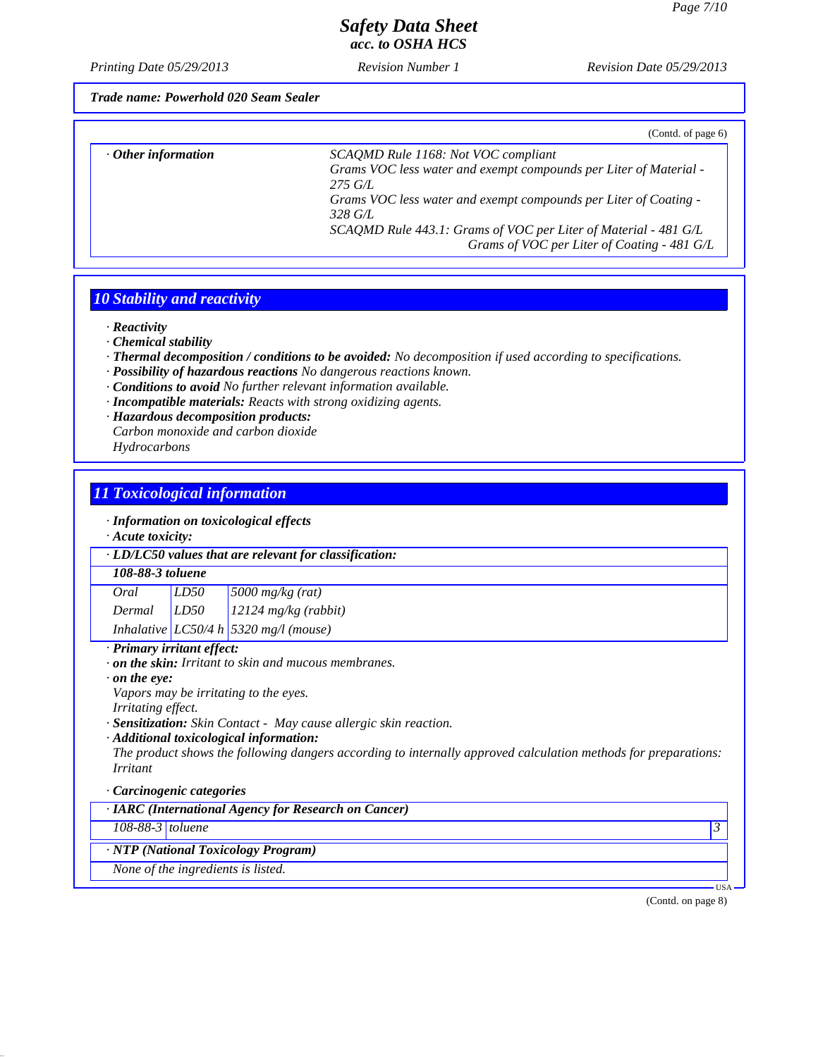*Trade name: Powerhold 020 Seam Sealer*

(Contd. of page 6)

| | |
|---|---|
| · **Other information** | SCAQMD Rule 1168: Not VOC compliant<br>Grams VOC less water and exempt compounds per Liter of Material - 275 G/L<br>Grams VOC less water and exempt compounds per Liter of Coating - 328 G/L<br>SCAQMD Rule 443.1: Grams of VOC per Liter of Material - 481 G/L<br>Grams of VOC per Liter of Coating - 481 G/L |

## 10 Stability and reactivity

· **Reactivity**
· **Chemical stability**
· **Thermal decomposition / conditions to be avoided:** No decomposition if used according to specifications.
· **Possibility of hazardous reactions** No dangerous reactions known.
· **Conditions to avoid** No further relevant information available.
· **Incompatible materials:** Reacts with strong oxidizing agents.
· **Hazardous decomposition products:**
Carbon monoxide and carbon dioxide
Hydrocarbons

## 11 Toxicological information

· **Information on toxicological effects**
· **Acute toxicity:**

| · LD/LC50 values that are relevant for classification: | | |
|---|---|---|
| **108-88-3 toluene** | | |
| Oral | LD50 | 5000 mg/kg (rat) |
| Dermal | LD50 | 12124 mg/kg (rabbit) |
| Inhalative | LC50/4 h | 5320 mg/l (mouse) |

· **Primary irritant effect:**
· **on the skin:** Irritant to skin and mucous membranes.
· **on the eye:**
Vapors may be irritating to the eyes.
Irritating effect.
· **Sensitization:** Skin Contact - May cause allergic skin reaction.
· **Additional toxicological information:**
The product shows the following dangers according to internally approved calculation methods for preparations:
Irritant

· **Carcinogenic categories**

| · IARC (International Agency for Research on Cancer) | | |
|---|---|---|
| 108-88-3 | toluene | 3 |

| · NTP (National Toxicology Program) |
|---|
| None of the ingredients is listed. |

(Contd. on page 8)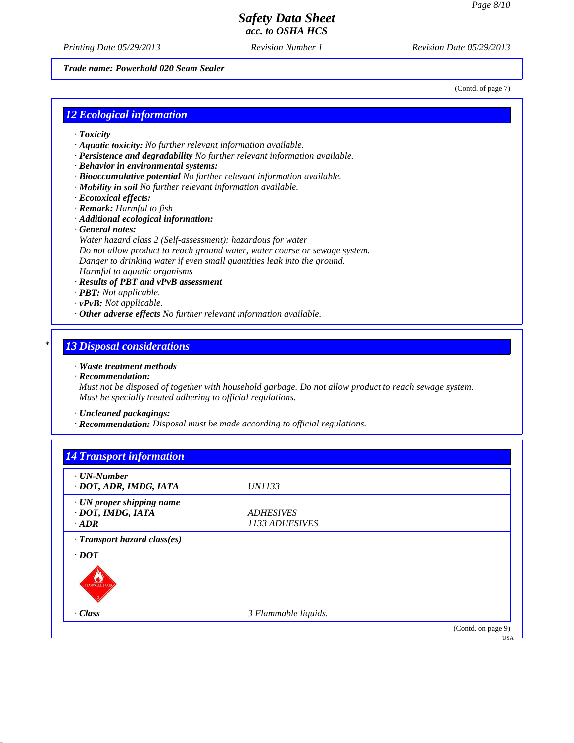Trade name: Powerhold 020 Seam Sealer

(Contd. of page 7)

## 12 Ecological information

- · **Toxicity**
- · **Aquatic toxicity:** No further relevant information available.
- · **Persistence and degradability** No further relevant information available.
- · **Behavior in environmental systems:**
- · **Bioaccumulative potential** No further relevant information available.
- · **Mobility in soil** No further relevant information available.
- · **Ecotoxical effects:**
- · **Remark:** Harmful to fish
- · **Additional ecological information:**
- · **General notes:**
  Water hazard class 2 (Self-assessment): hazardous for water
  Do not allow product to reach ground water, water course or sewage system.
  Danger to drinking water if even small quantities leak into the ground.
  Harmful to aquatic organisms
- · **Results of PBT and vPvB assessment**
- · **PBT:** Not applicable.
- · **vPvB:** Not applicable.
- · **Other adverse effects** No further relevant information available.

## 13 Disposal considerations

- · **Waste treatment methods**
- · **Recommendation:**
  Must not be disposed of together with household garbage. Do not allow product to reach sewage system.
  Must be specially treated adhering to official regulations.
- · **Uncleaned packagings:**
- · **Recommendation:** Disposal must be made according to official regulations.

## 14 Transport information

| | |
|---|---|
| · **UN-Number** | |
| · **DOT, ADR, IMDG, IATA** | UN1133 |
| · **UN proper shipping name** | |
| · **DOT, IMDG, IATA** | ADHESIVES |
| · **ADR** | 1133 ADHESIVES |
| · **Transport hazard class(es)** | |
| · **DOT** | |
| · **Class** | 3 Flammable liquids. |

(Contd. on page 9)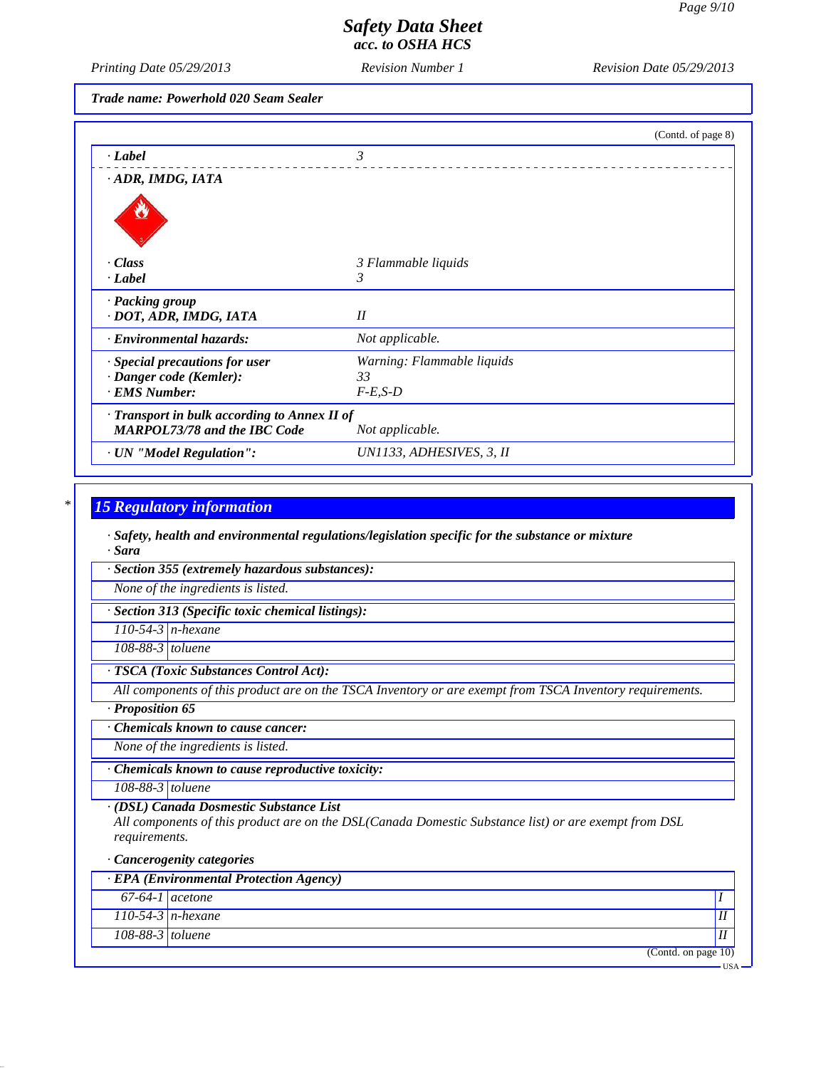**Safety Data Sheet**
**acc. to OSHA HCS**

Printing Date 05/29/2013 | Revision Number 1 | Revision Date 05/29/2013

**Trade name: Powerhold 020 Seam Sealer**

(Contd. of page 8)

| | |
|---|---|
| · **Label** | 3 |
| · **ADR, IMDG, IATA** | |
| · **Class** | 3 Flammable liquids |
| · **Label** | 3 |
| · **Packing group** · **DOT, ADR, IMDG, IATA** | II |
| · **Environmental hazards:** | Not applicable. |
| · **Special precautions for user** | Warning: Flammable liquids |
| · **Danger code (Kemler):** | 33 |
| · **EMS Number:** | F-E,S-D |
| · **Transport in bulk according to Annex II of MARPOL73/78 and the IBC Code** | Not applicable. |
| · **UN "Model Regulation":** | UN1133, ADHESIVES, 3, II |

## 15 Regulatory information

· **Safety, health and environmental regulations/legislation specific for the substance or mixture**

· **Sara**

· **Section 355 (extremely hazardous substances):**

None of the ingredients is listed.

· **Section 313 (Specific toxic chemical listings):**

| | |
|---|---|
| 110-54-3 | n-hexane |
| 108-88-3 | toluene |

· **TSCA (Toxic Substances Control Act):**

All components of this product are on the TSCA Inventory or are exempt from TSCA Inventory requirements.

· **Proposition 65**

· **Chemicals known to cause cancer:**

None of the ingredients is listed.

· **Chemicals known to cause reproductive toxicity:**

| | |
|---|---|
| 108-88-3 | toluene |

· **(DSL) Canada Dosmestic Substance List**

All components of this product are on the DSL(Canada Domestic Substance list) or are exempt from DSL requirements.

· **Cancerogenity categories**

· **EPA (Environmental Protection Agency)**

| | | |
|---|---|---|
| 67-64-1 | acetone | I |
| 110-54-3 | n-hexane | II |
| 108-88-3 | toluene | II |

(Contd. on page 10)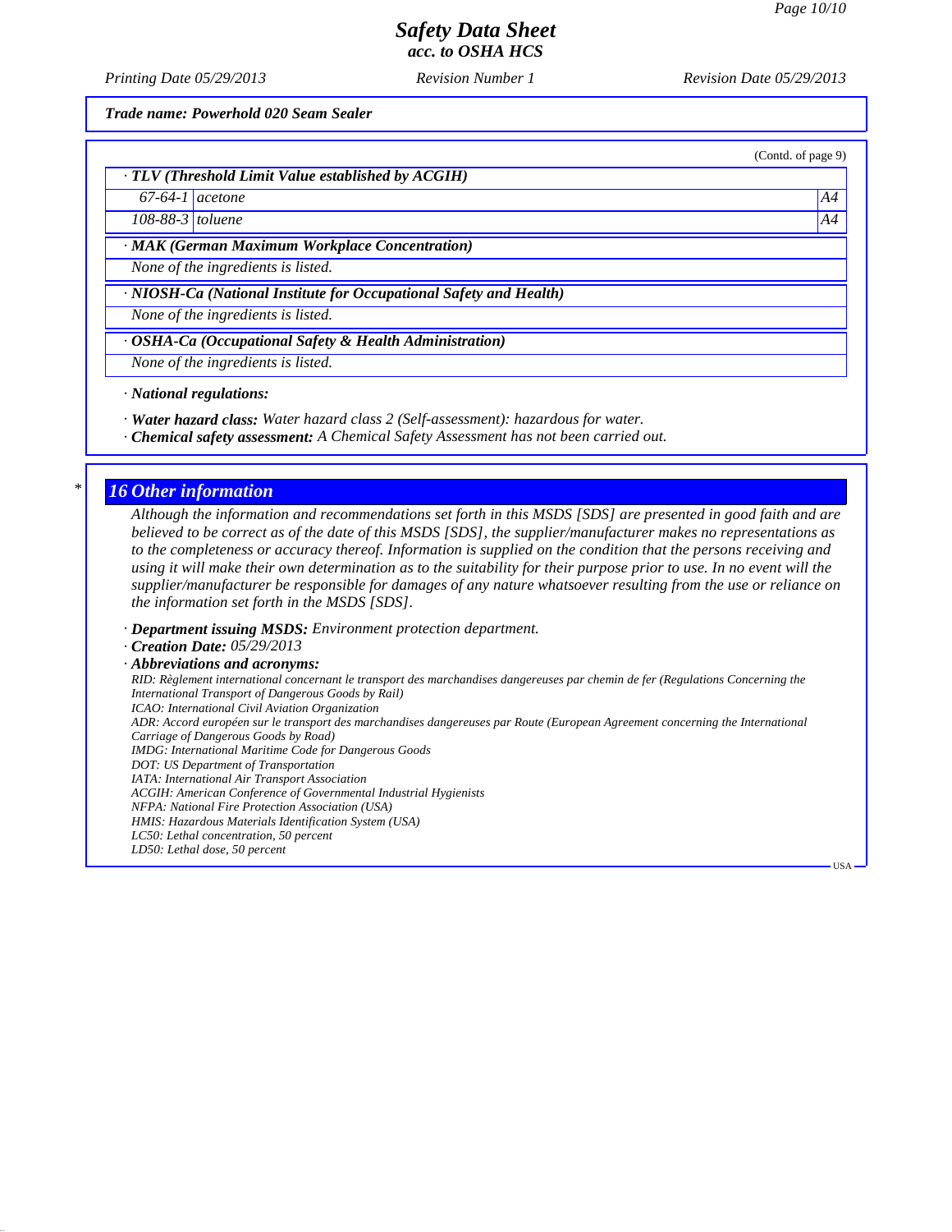**Trade name: Powerhold 020 Seam Sealer**

(Contd. of page 9)

· **TLV (Threshold Limit Value established by ACGIH)**

| | | |
|---|---|---|
| 67-64-1 | acetone | A4 |
| 108-88-3 | toluene | A4 |

· **MAK (German Maximum Workplace Concentration)**

None of the ingredients is listed.

· **NIOSH-Ca (National Institute for Occupational Safety and Health)**

None of the ingredients is listed.

· **OSHA-Ca (Occupational Safety & Health Administration)**

None of the ingredients is listed.

· **National regulations:**

· **Water hazard class:** Water hazard class 2 (Self-assessment): hazardous for water.
· **Chemical safety assessment:** A Chemical Safety Assessment has not been carried out.

## 16 Other information

Although the information and recommendations set forth in this MSDS [SDS] are presented in good faith and are believed to be correct as of the date of this MSDS [SDS], the supplier/manufacturer makes no representations as to the completeness or accuracy thereof. Information is supplied on the condition that the persons receiving and using it will make their own determination as to the suitability for their purpose prior to use. In no event will the supplier/manufacturer be responsible for damages of any nature whatsoever resulting from the use or reliance on the information set forth in the MSDS [SDS].

· **Department issuing MSDS:** Environment protection department.
· **Creation Date:** 05/29/2013
· **Abbreviations and acronyms:**

RID: Règlement international concernant le transport des marchandises dangereuses par chemin de fer (Regulations Concerning the International Transport of Dangerous Goods by Rail)
ICAO: International Civil Aviation Organization
ADR: Accord européen sur le transport des marchandises dangereuses par Route (European Agreement concerning the International Carriage of Dangerous Goods by Road)
IMDG: International Maritime Code for Dangerous Goods
DOT: US Department of Transportation
IATA: International Air Transport Association
ACGIH: American Conference of Governmental Industrial Hygienists
NFPA: National Fire Protection Association (USA)
HMIS: Hazardous Materials Identification System (USA)
LC50: Lethal concentration, 50 percent
LD50: Lethal dose, 50 percent